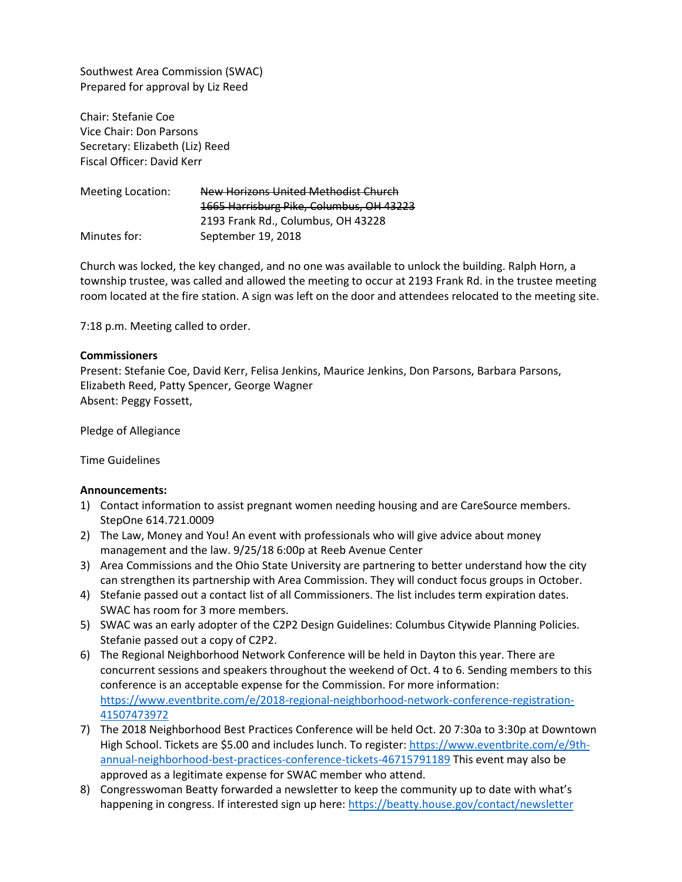Southwest Area Commission (SWAC)
Prepared for approval by Liz Reed

Chair: Stefanie Coe
Vice Chair: Don Parsons
Secretary: Elizabeth (Liz) Reed
Fiscal Officer: David Kerr

Meeting Location: ~~New Horizons United Methodist Church~~
~~1665 Harrisburg Pike, Columbus, OH 43223~~
2193 Frank Rd., Columbus, OH 43228
Minutes for: September 19, 2018

Church was locked, the key changed, and no one was available to unlock the building. Ralph Horn, a township trustee, was called and allowed the meeting to occur at 2193 Frank Rd. in the trustee meeting room located at the fire station. A sign was left on the door and attendees relocated to the meeting site.

7:18 p.m. Meeting called to order.

**Commissioners**
Present: Stefanie Coe, David Kerr, Felisa Jenkins, Maurice Jenkins, Don Parsons, Barbara Parsons, Elizabeth Reed, Patty Spencer, George Wagner
Absent: Peggy Fossett,

Pledge of Allegiance

Time Guidelines

**Announcements:**

1) Contact information to assist pregnant women needing housing and are CareSource members. StepOne 614.721.0009
2) The Law, Money and You! An event with professionals who will give advice about money management and the law. 9/25/18 6:00p at Reeb Avenue Center
3) Area Commissions and the Ohio State University are partnering to better understand how the city can strengthen its partnership with Area Commission. They will conduct focus groups in October.
4) Stefanie passed out a contact list of all Commissioners. The list includes term expiration dates. SWAC has room for 3 more members.
5) SWAC was an early adopter of the C2P2 Design Guidelines: Columbus Citywide Planning Policies. Stefanie passed out a copy of C2P2.
6) The Regional Neighborhood Network Conference will be held in Dayton this year. There are concurrent sessions and speakers throughout the weekend of Oct. 4 to 6. Sending members to this conference is an acceptable expense for the Commission. For more information: https://www.eventbrite.com/e/2018-regional-neighborhood-network-conference-registration-41507473972
7) The 2018 Neighborhood Best Practices Conference will be held Oct. 20 7:30a to 3:30p at Downtown High School. Tickets are $5.00 and includes lunch. To register: https://www.eventbrite.com/e/9th-annual-neighborhood-best-practices-conference-tickets-46715791189 This event may also be approved as a legitimate expense for SWAC member who attend.
8) Congresswoman Beatty forwarded a newsletter to keep the community up to date with what's happening in congress. If interested sign up here: https://beatty.house.gov/contact/newsletter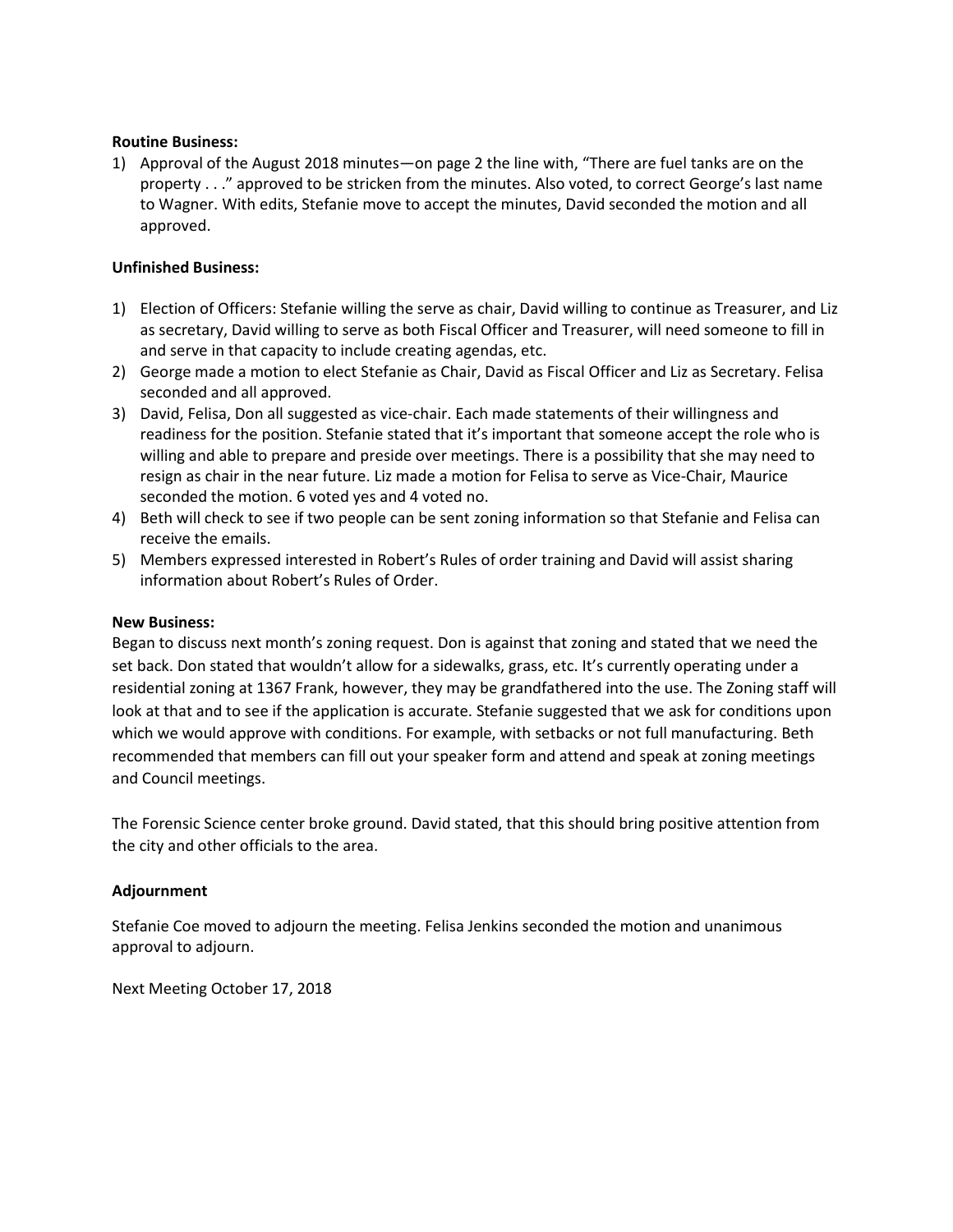**Routine Business:**

1) Approval of the August 2018 minutes—on page 2 the line with, "There are fuel tanks are on the property . . ." approved to be stricken from the minutes. Also voted, to correct George's last name to Wagner. With edits, Stefanie move to accept the minutes, David seconded the motion and all approved.

**Unfinished Business:**

1) Election of Officers: Stefanie willing the serve as chair, David willing to continue as Treasurer, and Liz as secretary, David willing to serve as both Fiscal Officer and Treasurer, will need someone to fill in and serve in that capacity to include creating agendas, etc.
2) George made a motion to elect Stefanie as Chair, David as Fiscal Officer and Liz as Secretary. Felisa seconded and all approved.
3) David, Felisa, Don all suggested as vice-chair. Each made statements of their willingness and readiness for the position. Stefanie stated that it's important that someone accept the role who is willing and able to prepare and preside over meetings. There is a possibility that she may need to resign as chair in the near future. Liz made a motion for Felisa to serve as Vice-Chair, Maurice seconded the motion. 6 voted yes and 4 voted no.
4) Beth will check to see if two people can be sent zoning information so that Stefanie and Felisa can receive the emails.
5) Members expressed interested in Robert's Rules of order training and David will assist sharing information about Robert's Rules of Order.

**New Business:**

Began to discuss next month's zoning request. Don is against that zoning and stated that we need the set back. Don stated that wouldn't allow for a sidewalks, grass, etc. It's currently operating under a residential zoning at 1367 Frank, however, they may be grandfathered into the use. The Zoning staff will look at that and to see if the application is accurate. Stefanie suggested that we ask for conditions upon which we would approve with conditions. For example, with setbacks or not full manufacturing. Beth recommended that members can fill out your speaker form and attend and speak at zoning meetings and Council meetings.

The Forensic Science center broke ground. David stated, that this should bring positive attention from the city and other officials to the area.

**Adjournment**

Stefanie Coe moved to adjourn the meeting. Felisa Jenkins seconded the motion and unanimous approval to adjourn.

Next Meeting October 17, 2018